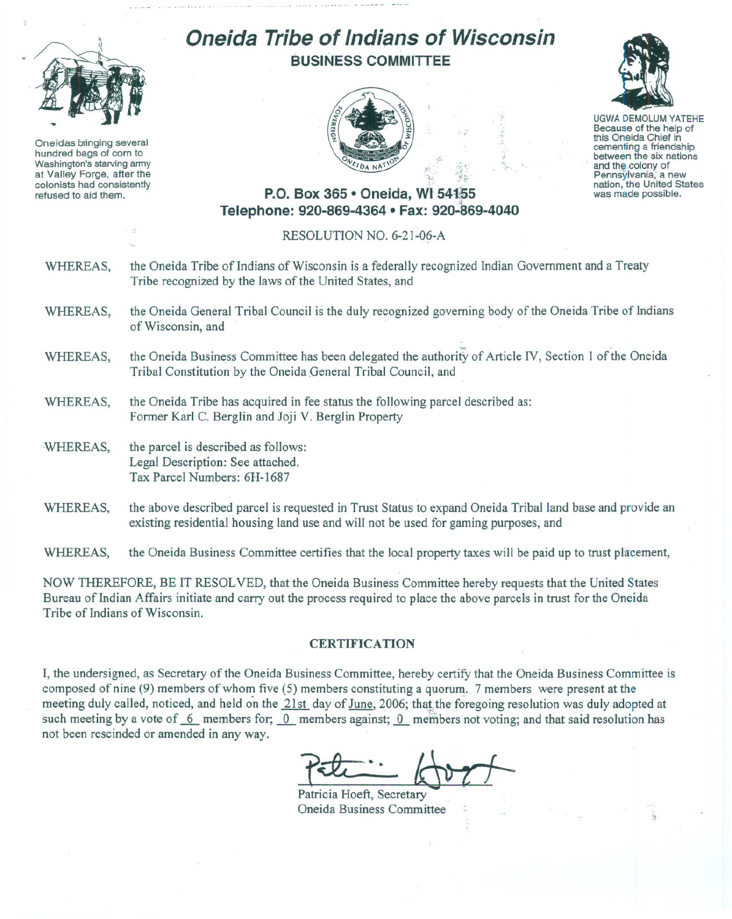# Oneida Tribe of Indians of Wisconsin

## BUSINESS COMMITTEE

Oneidas bringing several hundred bags of corn to Washington's starving army at Valley Forge, after the colonists had consistently refused to aid them.

UGWA DEMOLUM YATEHE
Because of the help of this Oneida Chief in cementing a friendship between the six nations and the colony of Pennsylvania, a new nation, the United States was made possible.

**P.O. Box 365 • Oneida, WI 54155**
**Telephone: 920-869-4364 • Fax: 920-869-4040**

RESOLUTION NO. 6-21-06-A

WHEREAS, the Oneida Tribe of Indians of Wisconsin is a federally recognized Indian Government and a Treaty Tribe recognized by the laws of the United States, and

WHEREAS, the Oneida General Tribal Council is the duly recognized governing body of the Oneida Tribe of Indians of Wisconsin, and

WHEREAS, the Oneida Business Committee has been delegated the authority of Article IV, Section 1 of the Oneida Tribal Constitution by the Oneida General Tribal Council, and

WHEREAS, the Oneida Tribe has acquired in fee status the following parcel described as:
Former Karl C. Berglin and Joji V. Berglin Property

WHEREAS, the parcel is described as follows:
Legal Description: See attached.
Tax Parcel Numbers: 6H-1687

WHEREAS, the above described parcel is requested in Trust Status to expand Oneida Tribal land base and provide an existing residential housing land use and will not be used for gaming purposes, and

WHEREAS, the Oneida Business Committee certifies that the local property taxes will be paid up to trust placement,

NOW THEREFORE, BE IT RESOLVED, that the Oneida Business Committee hereby requests that the United States Bureau of Indian Affairs initiate and carry out the process required to place the above parcels in trust for the Oneida Tribe of Indians of Wisconsin.

### CERTIFICATION

I, the undersigned, as Secretary of the Oneida Business Committee, hereby certify that the Oneida Business Committee is composed of nine (9) members of whom five (5) members constituting a quorum. 7 members were present at the meeting duly called, noticed, and held on the 21st day of June, 2006; that the foregoing resolution was duly adopted at such meeting by a vote of 6 members for; 0 members against; 0 members not voting; and that said resolution has not been rescinded or amended in any way.

Patricia Hoeft, Secretary
Oneida Business Committee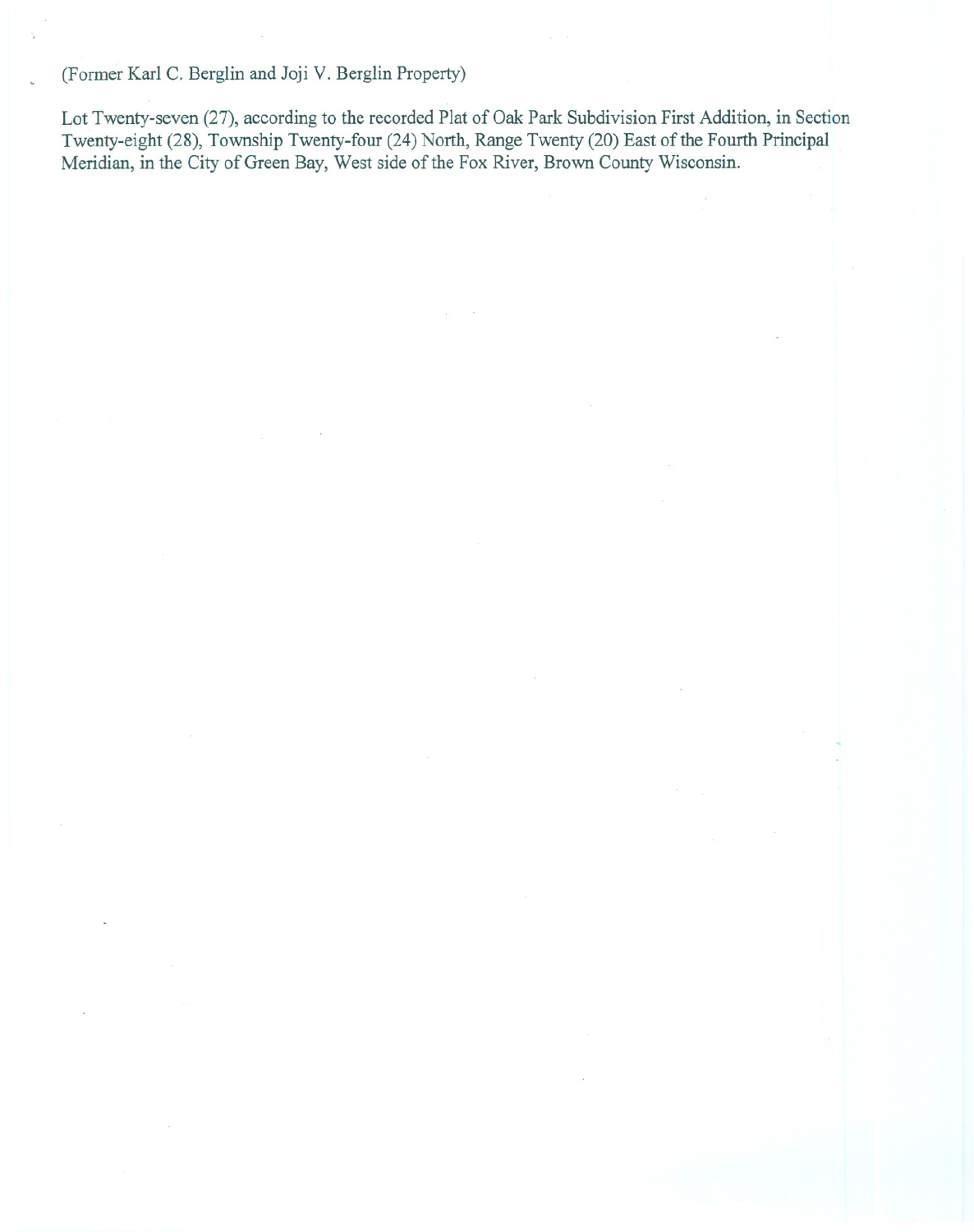(Former Karl C. Berglin and Joji V. Berglin Property)

Lot Twenty-seven (27), according to the recorded Plat of Oak Park Subdivision First Addition, in Section Twenty-eight (28), Township Twenty-four (24) North, Range Twenty (20) East of the Fourth Principal Meridian, in the City of Green Bay, West side of the Fox River, Brown County Wisconsin.